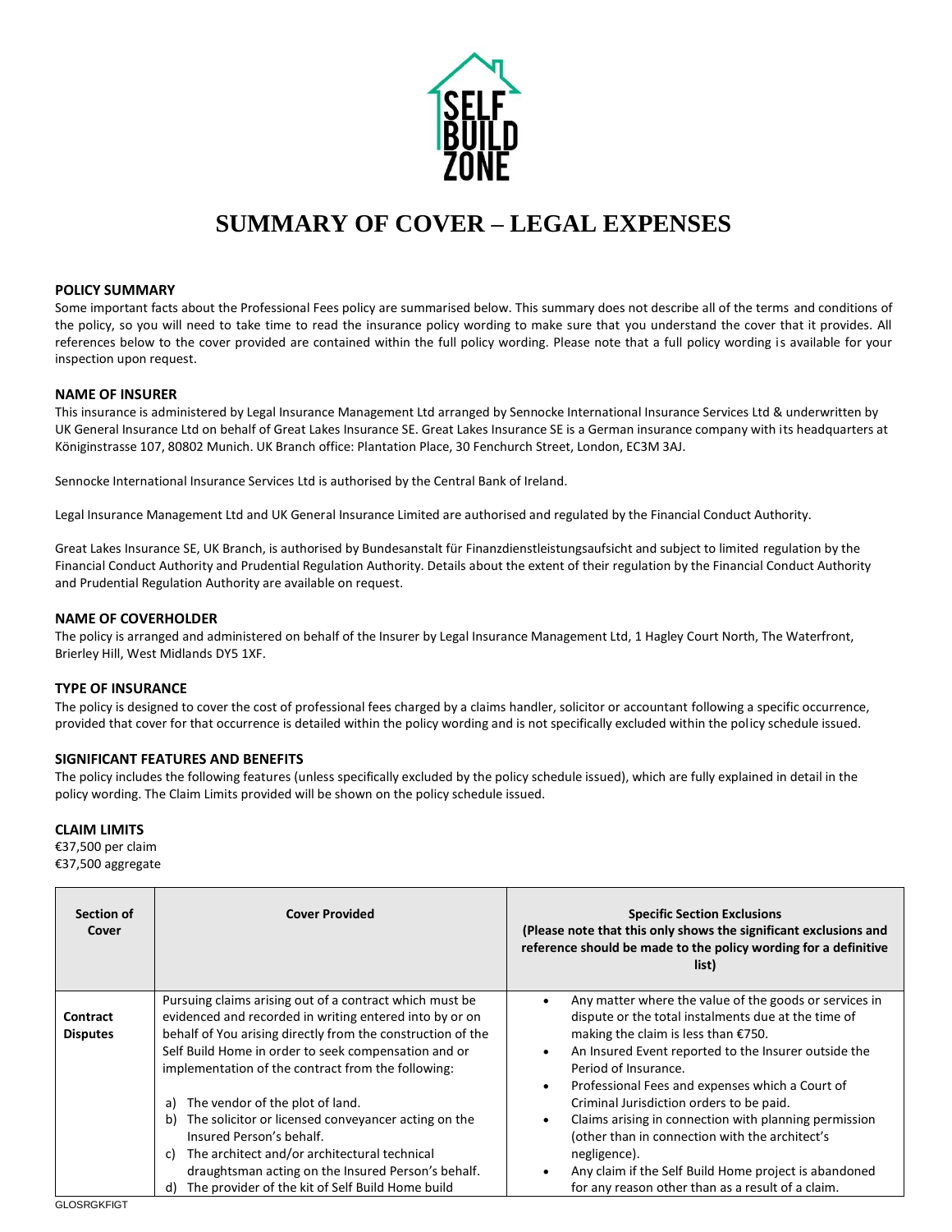SELF BUILD ZONE

# SUMMARY OF COVER – LEGAL EXPENSES

### POLICY SUMMARY

Some important facts about the Professional Fees policy are summarised below. This summary does not describe all of the terms and conditions of the policy, so you will need to take time to read the insurance policy wording to make sure that you understand the cover that it provides. All references below to the cover provided are contained within the full policy wording. Please note that a full policy wording is available for your inspection upon request.

### NAME OF INSURER

This insurance is administered by Legal Insurance Management Ltd arranged by Sennocke International Insurance Services Ltd & underwritten by UK General Insurance Ltd on behalf of Great Lakes Insurance SE. Great Lakes Insurance SE is a German insurance company with its headquarters at Königinstrasse 107, 80802 Munich. UK Branch office: Plantation Place, 30 Fenchurch Street, London, EC3M 3AJ.

Sennocke International Insurance Services Ltd is authorised by the Central Bank of Ireland.

Legal Insurance Management Ltd and UK General Insurance Limited are authorised and regulated by the Financial Conduct Authority.

Great Lakes Insurance SE, UK Branch, is authorised by Bundesanstalt für Finanzdienstleistungsaufsicht and subject to limited regulation by the Financial Conduct Authority and Prudential Regulation Authority. Details about the extent of their regulation by the Financial Conduct Authority and Prudential Regulation Authority are available on request.

### NAME OF COVERHOLDER

The policy is arranged and administered on behalf of the Insurer by Legal Insurance Management Ltd, 1 Hagley Court North, The Waterfront, Brierley Hill, West Midlands DY5 1XF.

### TYPE OF INSURANCE

The policy is designed to cover the cost of professional fees charged by a claims handler, solicitor or accountant following a specific occurrence, provided that cover for that occurrence is detailed within the policy wording and is not specifically excluded within the policy schedule issued.

### SIGNIFICANT FEATURES AND BENEFITS

The policy includes the following features (unless specifically excluded by the policy schedule issued), which are fully explained in detail in the policy wording. The Claim Limits provided will be shown on the policy schedule issued.

### CLAIM LIMITS

€37,500 per claim
€37,500 aggregate

| Section of Cover | Cover Provided | Specific Section Exclusions (Please note that this only shows the significant exclusions and reference should be made to the policy wording for a definitive list) |
|---|---|---|
| **Contract Disputes** | Pursuing claims arising out of a contract which must be evidenced and recorded in writing entered into by or on behalf of You arising directly from the construction of the Self Build Home in order to seek compensation and or implementation of the contract from the following:<br><br>a) The vendor of the plot of land.<br>b) The solicitor or licensed conveyancer acting on the Insured Person's behalf.<br>c) The architect and/or architectural technical draughtsman acting on the Insured Person's behalf.<br>d) The provider of the kit of Self Build Home build | • Any matter where the value of the goods or services in dispute or the total instalments due at the time of making the claim is less than €750.<br>• An Insured Event reported to the Insurer outside the Period of Insurance.<br>• Professional Fees and expenses which a Court of Criminal Jurisdiction orders to be paid.<br>• Claims arising in connection with planning permission (other than in connection with the architect's negligence).<br>• Any claim if the Self Build Home project is abandoned for any reason other than as a result of a claim. |

GLOSRGKFIGT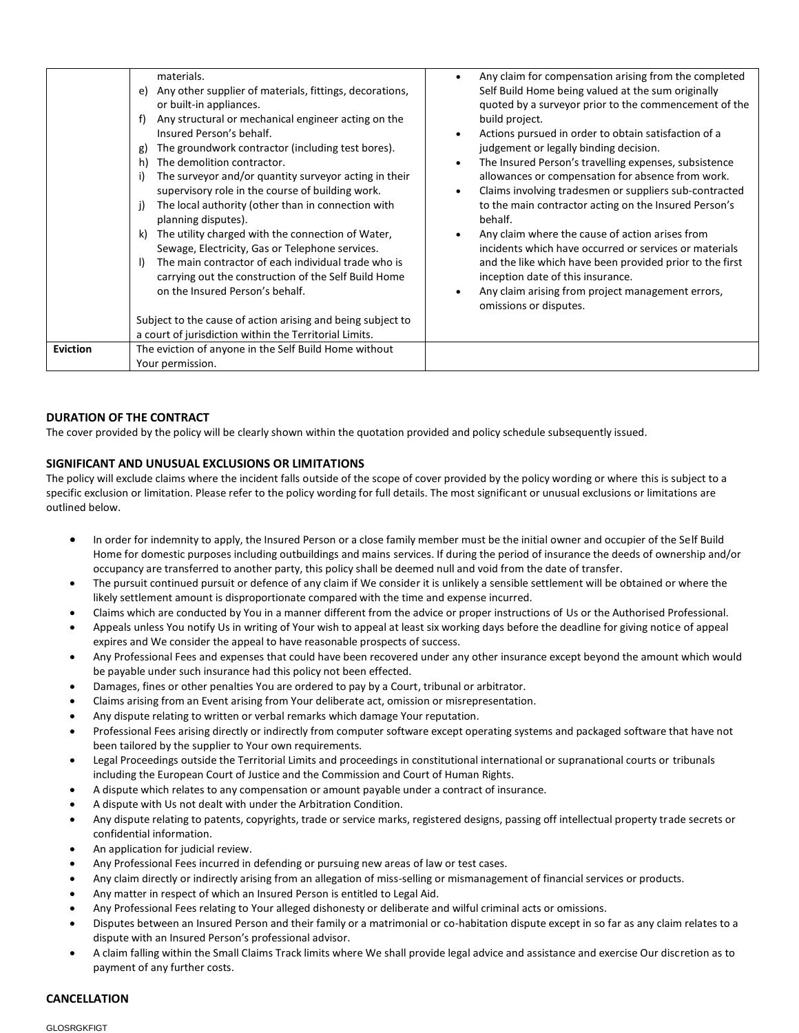| | | |
|---|---|---|
| | materials.<br>e) Any other supplier of materials, fittings, decorations, or built-in appliances.<br>f) Any structural or mechanical engineer acting on the Insured Person's behalf.<br>g) The groundwork contractor (including test bores).<br>h) The demolition contractor.<br>i) The surveyor and/or quantity surveyor acting in their supervisory role in the course of building work.<br>j) The local authority (other than in connection with planning disputes).<br>k) The utility charged with the connection of Water, Sewage, Electricity, Gas or Telephone services.<br>l) The main contractor of each individual trade who is carrying out the construction of the Self Build Home on the Insured Person's behalf.<br><br>Subject to the cause of action arising and being subject to a court of jurisdiction within the Territorial Limits. | • Any claim for compensation arising from the completed Self Build Home being valued at the sum originally quoted by a surveyor prior to the commencement of the build project.<br>• Actions pursued in order to obtain satisfaction of a judgement or legally binding decision.<br>• The Insured Person's travelling expenses, subsistence allowances or compensation for absence from work.<br>• Claims involving tradesmen or suppliers sub-contracted to the main contractor acting on the Insured Person's behalf.<br>• Any claim where the cause of action arises from incidents which have occurred or services or materials and the like which have been provided prior to the first inception date of this insurance.<br>• Any claim arising from project management errors, omissions or disputes. |
| **Eviction** | The eviction of anyone in the Self Build Home without Your permission. | |

**DURATION OF THE CONTRACT**

The cover provided by the policy will be clearly shown within the quotation provided and policy schedule subsequently issued.

**SIGNIFICANT AND UNUSUAL EXCLUSIONS OR LIMITATIONS**

The policy will exclude claims where the incident falls outside of the scope of cover provided by the policy wording or where this is subject to a specific exclusion or limitation. Please refer to the policy wording for full details. The most significant or unusual exclusions or limitations are outlined below.

- In order for indemnity to apply, the Insured Person or a close family member must be the initial owner and occupier of the Self Build Home for domestic purposes including outbuildings and mains services. If during the period of insurance the deeds of ownership and/or occupancy are transferred to another party, this policy shall be deemed null and void from the date of transfer.
- The pursuit continued pursuit or defence of any claim if We consider it is unlikely a sensible settlement will be obtained or where the likely settlement amount is disproportionate compared with the time and expense incurred.
- Claims which are conducted by You in a manner different from the advice or proper instructions of Us or the Authorised Professional.
- Appeals unless You notify Us in writing of Your wish to appeal at least six working days before the deadline for giving notice of appeal expires and We consider the appeal to have reasonable prospects of success.
- Any Professional Fees and expenses that could have been recovered under any other insurance except beyond the amount which would be payable under such insurance had this policy not been effected.
- Damages, fines or other penalties You are ordered to pay by a Court, tribunal or arbitrator.
- Claims arising from an Event arising from Your deliberate act, omission or misrepresentation.
- Any dispute relating to written or verbal remarks which damage Your reputation.
- Professional Fees arising directly or indirectly from computer software except operating systems and packaged software that have not been tailored by the supplier to Your own requirements.
- Legal Proceedings outside the Territorial Limits and proceedings in constitutional international or supranational courts or tribunals including the European Court of Justice and the Commission and Court of Human Rights.
- A dispute which relates to any compensation or amount payable under a contract of insurance.
- A dispute with Us not dealt with under the Arbitration Condition.
- Any dispute relating to patents, copyrights, trade or service marks, registered designs, passing off intellectual property trade secrets or confidential information.
- An application for judicial review.
- Any Professional Fees incurred in defending or pursuing new areas of law or test cases.
- Any claim directly or indirectly arising from an allegation of miss-selling or mismanagement of financial services or products.
- Any matter in respect of which an Insured Person is entitled to Legal Aid.
- Any Professional Fees relating to Your alleged dishonesty or deliberate and wilful criminal acts or omissions.
- Disputes between an Insured Person and their family or a matrimonial or co-habitation dispute except in so far as any claim relates to a dispute with an Insured Person's professional advisor.
- A claim falling within the Small Claims Track limits where We shall provide legal advice and assistance and exercise Our discretion as to payment of any further costs.

**CANCELLATION**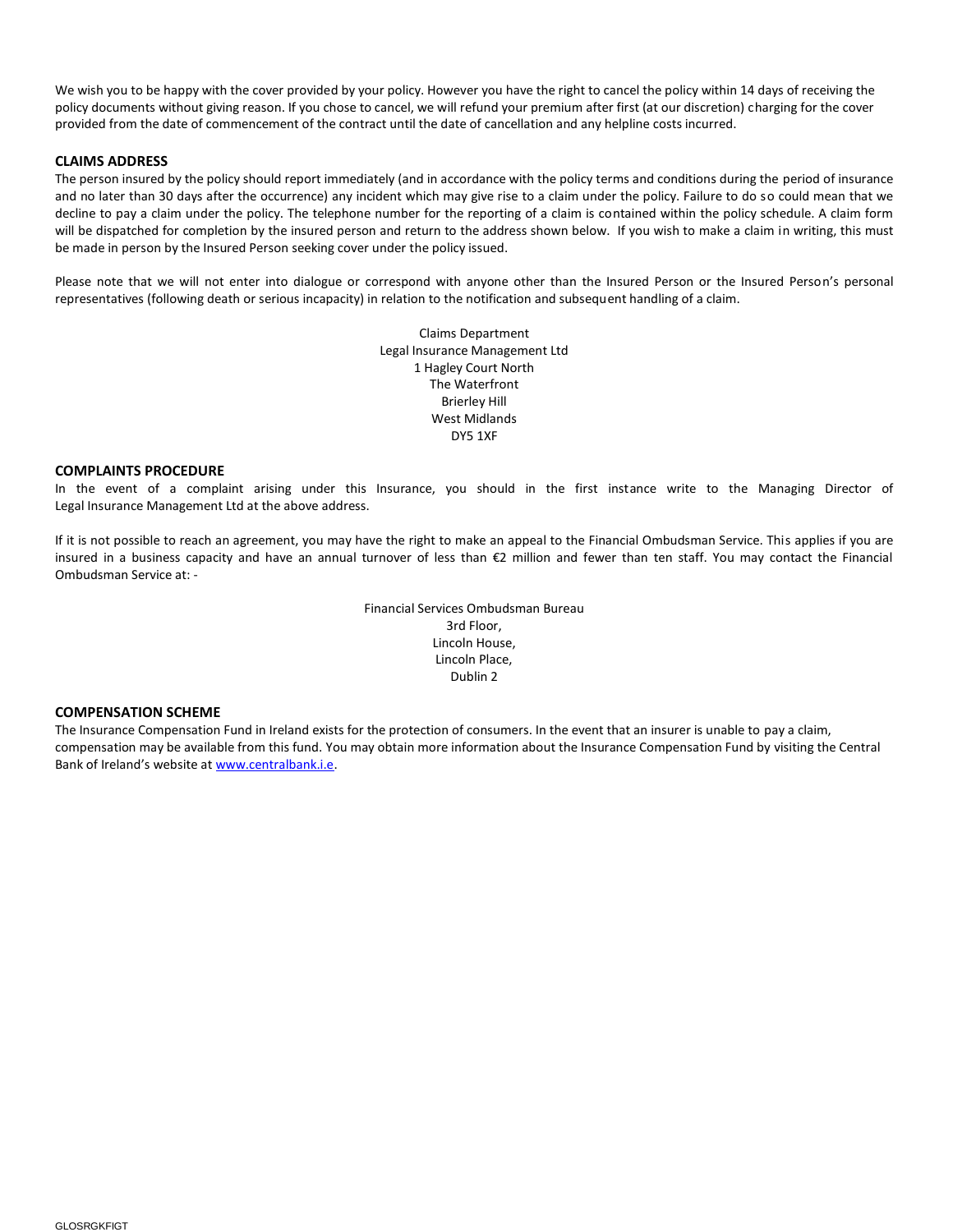We wish you to be happy with the cover provided by your policy. However you have the right to cancel the policy within 14 days of receiving the policy documents without giving reason. If you chose to cancel, we will refund your premium after first (at our discretion) charging for the cover provided from the date of commencement of the contract until the date of cancellation and any helpline costs incurred.

**CLAIMS ADDRESS**

The person insured by the policy should report immediately (and in accordance with the policy terms and conditions during the period of insurance and no later than 30 days after the occurrence) any incident which may give rise to a claim under the policy. Failure to do so could mean that we decline to pay a claim under the policy. The telephone number for the reporting of a claim is contained within the policy schedule. A claim form will be dispatched for completion by the insured person and return to the address shown below. If you wish to make a claim in writing, this must be made in person by the Insured Person seeking cover under the policy issued.

Please note that we will not enter into dialogue or correspond with anyone other than the Insured Person or the Insured Person's personal representatives (following death or serious incapacity) in relation to the notification and subsequent handling of a claim.

Claims Department
Legal Insurance Management Ltd
1 Hagley Court North
The Waterfront
Brierley Hill
West Midlands
DY5 1XF

**COMPLAINTS PROCEDURE**

In the event of a complaint arising under this Insurance, you should in the first instance write to the Managing Director of Legal Insurance Management Ltd at the above address.

If it is not possible to reach an agreement, you may have the right to make an appeal to the Financial Ombudsman Service. This applies if you are insured in a business capacity and have an annual turnover of less than €2 million and fewer than ten staff. You may contact the Financial Ombudsman Service at: -

Financial Services Ombudsman Bureau
3rd Floor,
Lincoln House,
Lincoln Place,
Dublin 2

**COMPENSATION SCHEME**

The Insurance Compensation Fund in Ireland exists for the protection of consumers. In the event that an insurer is unable to pay a claim, compensation may be available from this fund. You may obtain more information about the Insurance Compensation Fund by visiting the Central Bank of Ireland's website at www.centralbank.i.e.

GLOSRGKFIGT